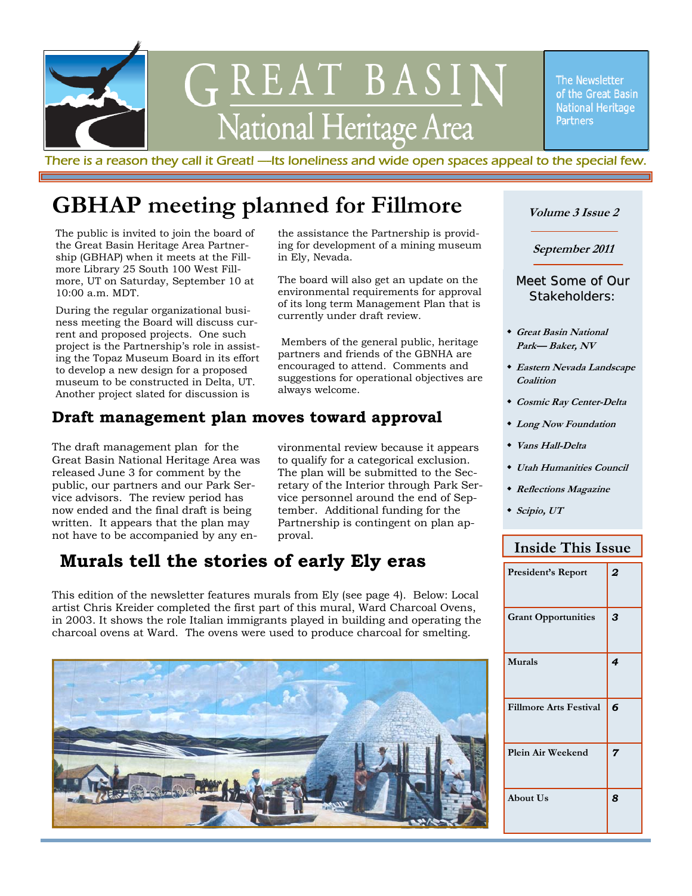# Great Basin National Heritage Area

The Newsletter of the Great Basin National Heritage Partners

*There is a reason they call it Great! —Its loneliness and wide open spaces appeal to the special few.*

## GBHAP meeting planned for Fillmore

The public is invited to join the board of the Great Basin Heritage Area Partnership (GBHAP) when it meets at the Fillmore Library 25 South 100 West Fillmore, UT on Saturday, September 10 at 10:00 a.m. MDT.

During the regular organizational business meeting the Board will discuss current and proposed projects. One such project is the Partnership's role in assisting the Topaz Museum Board in its effort to develop a new design for a proposed museum to be constructed in Delta, UT. Another project slated for discussion is the assistance the Partnership is providing for development of a mining museum in Ely, Nevada.

The board will also get an update on the environmental requirements for approval of its long term Management Plan that is currently under draft review.

Members of the general public, heritage partners and friends of the GBNHA are encouraged to attend. Comments and suggestions for operational objectives are always welcome.

## Draft management plan moves toward approval

The draft management plan for the Great Basin National Heritage Area was released June 3 for comment by the public, our partners and our Park Service advisors. The review period has now ended and the final draft is being written. It appears that the plan may not have to be accompanied by any environmental review because it appears to qualify for a categorical exclusion. The plan will be submitted to the Secretary of the Interior through Park Service personnel around the end of September. Additional funding for the Partnership is contingent on plan approval.

## Murals tell the stories of early Ely eras

This edition of the newsletter features murals from Ely (see page 4). Below: Local artist Chris Kreider completed the first part of this mural, Ward Charcoal Ovens, in 2003. It shows the role Italian immigrants played in building and operating the charcoal ovens at Ward. The ovens were used to produce charcoal for smelting.

***Volume 3 Issue 2***

***September 2011***

### Meet Some of Our Stakeholders:

- ***Great Basin National Park— Baker, NV***
- ***Eastern Nevada Landscape Coalition***
- ***Cosmic Ray Center-Delta***
- ***Long Now Foundation***
- ***Vans Hall-Delta***
- ***Utah Humanities Council***
- ***Reflections Magazine***
- ***Scipio, UT***

### Inside This Issue

| | |
|---|---|
| President's Report | 2 |
| Grant Opportunities | 3 |
| Murals | 4 |
| Fillmore Arts Festival | 6 |
| Plein Air Weekend | 7 |
| About Us | 8 |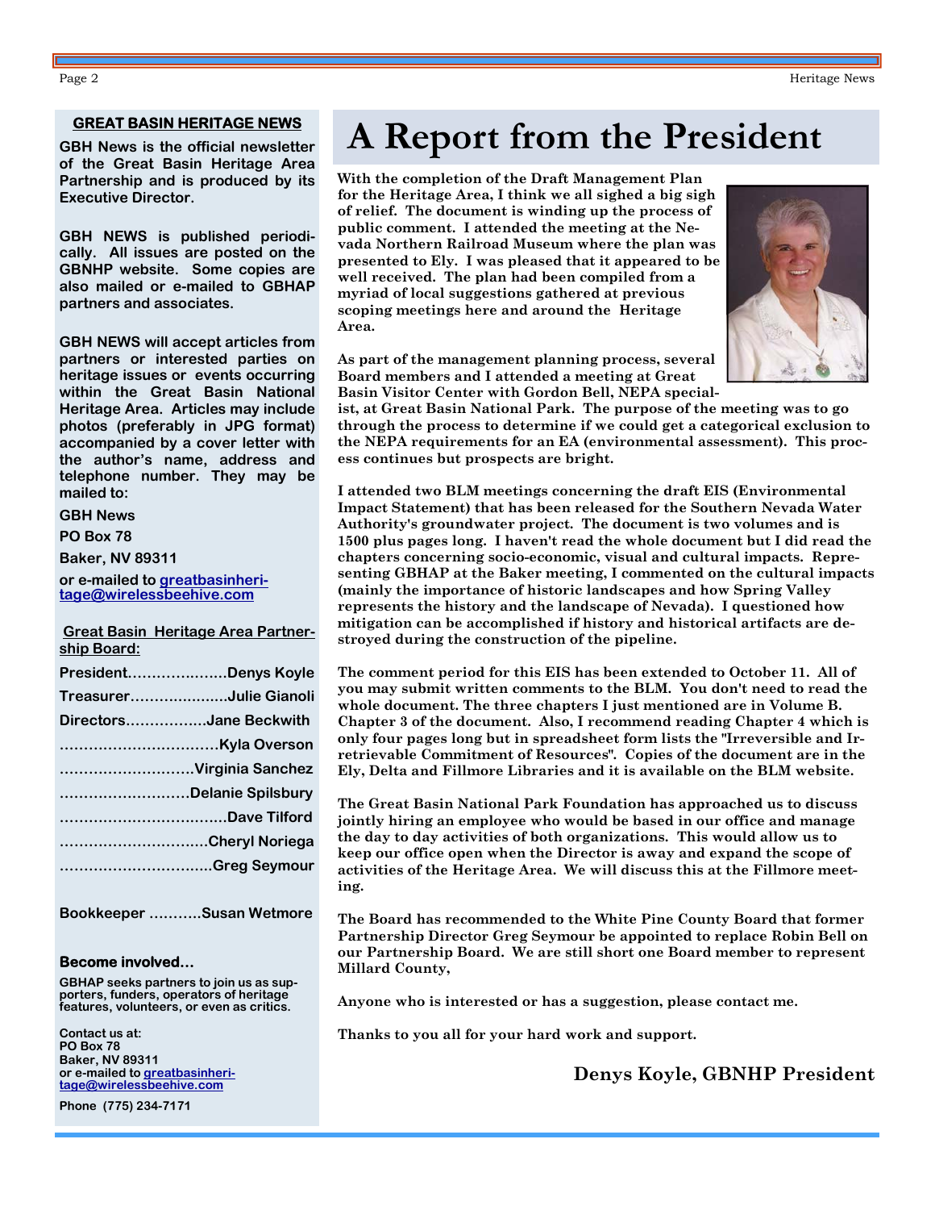## GREAT BASIN HERITAGE NEWS

**GBH News is the official newsletter of the Great Basin Heritage Area Partnership and is produced by its Executive Director.**

**GBH NEWS is published periodically. All issues are posted on the GBNHP website. Some copies are also mailed or e-mailed to GBHAP partners and associates.**

**GBH NEWS will accept articles from partners or interested parties on heritage issues or events occurring within the Great Basin National Heritage Area. Articles may include photos (preferably in JPG format) accompanied by a cover letter with the author's name, address and telephone number. They may be mailed to:**

**GBH News**
**PO Box 78**
**Baker, NV 89311**
**or e-mailed to greatbasinheritage@wirelessbeehive.com**

**Great Basin Heritage Area Partnership Board:**

**President.....................Denys Koyle**
**Treasurer.....................Julie Gianoli**
**Directors.................Jane Beckwith**
**.................................Kyla Overson**
**............................Virginia Sanchez**
**...........................Delanie Spilsbury**
**...................................Dave Tilford**
**...............................Cheryl Noriega**
**................................Greg Seymour**

**Bookkeeper ...........Susan Wetmore**

**Become involved…**

**GBHAP seeks partners to join us as supporters, funders, operators of heritage features, volunteers, or even as critics.**

**Contact us at:**
**PO Box 78**
**Baker, NV 89311**
**or e-mailed to greatbasinheritage@wirelessbeehive.com**

**Phone (775) 234-7171**

# A Report from the President

**With the completion of the Draft Management Plan for the Heritage Area, I think we all sighed a big sigh of relief. The document is winding up the process of public comment. I attended the meeting at the Nevada Northern Railroad Museum where the plan was presented to Ely. I was pleased that it appeared to be well received. The plan had been compiled from a myriad of local suggestions gathered at previous scoping meetings here and around the Heritage Area.**

**As part of the management planning process, several Board members and I attended a meeting at Great Basin Visitor Center with Gordon Bell, NEPA specialist, at Great Basin National Park. The purpose of the meeting was to go through the process to determine if we could get a categorical exclusion to the NEPA requirements for an EA (environmental assessment). This process continues but prospects are bright.**

**I attended two BLM meetings concerning the draft EIS (Environmental Impact Statement) that has been released for the Southern Nevada Water Authority's groundwater project. The document is two volumes and is 1500 plus pages long. I haven't read the whole document but I did read the chapters concerning socio-economic, visual and cultural impacts. Representing GBHAP at the Baker meeting, I commented on the cultural impacts (mainly the importance of historic landscapes and how Spring Valley represents the history and the landscape of Nevada). I questioned how mitigation can be accomplished if history and historical artifacts are destroyed during the construction of the pipeline.**

**The comment period for this EIS has been extended to October 11. All of you may submit written comments to the BLM. You don't need to read the whole document. The three chapters I just mentioned are in Volume B. Chapter 3 of the document. Also, I recommend reading Chapter 4 which is only four pages long but in spreadsheet form lists the "Irreversible and Irretrievable Commitment of Resources". Copies of the document are in the Ely, Delta and Fillmore Libraries and it is available on the BLM website.**

**The Great Basin National Park Foundation has approached us to discuss jointly hiring an employee who would be based in our office and manage the day to day activities of both organizations. This would allow us to keep our office open when the Director is away and expand the scope of activities of the Heritage Area. We will discuss this at the Fillmore meeting.**

**The Board has recommended to the White Pine County Board that former Partnership Director Greg Seymour be appointed to replace Robin Bell on our Partnership Board. We are still short one Board member to represent Millard County,**

**Anyone who is interested or has a suggestion, please contact me.**

**Thanks to you all for your hard work and support.**

**Denys Koyle, GBNHP President**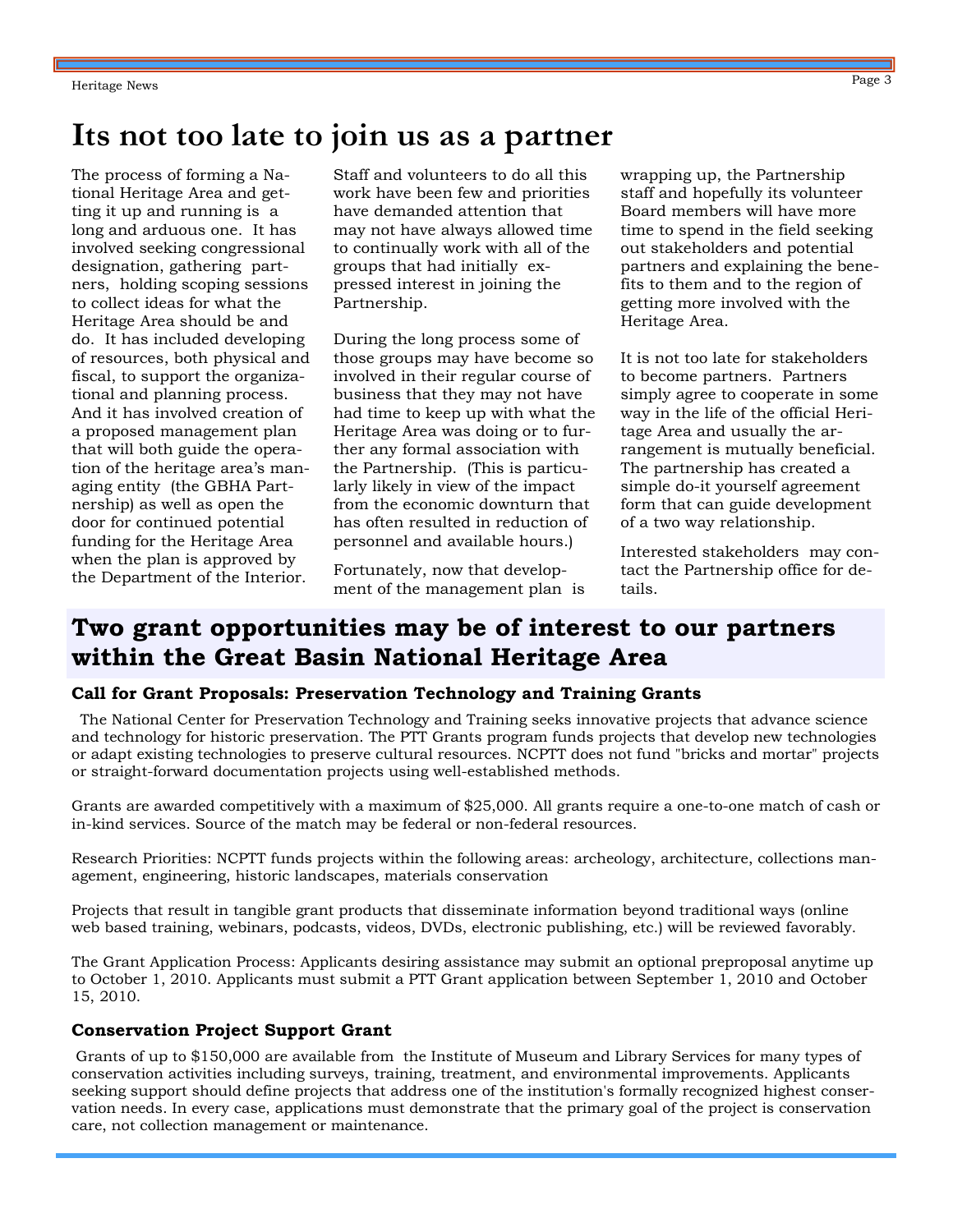# Its not too late to join us as a partner

The process of forming a National Heritage Area and getting it up and running is a long and arduous one. It has involved seeking congressional designation, gathering partners, holding scoping sessions to collect ideas for what the Heritage Area should be and do. It has included developing of resources, both physical and fiscal, to support the organizational and planning process. And it has involved creation of a proposed management plan that will both guide the operation of the heritage area's managing entity (the GBHA Partnership) as well as open the door for continued potential funding for the Heritage Area when the plan is approved by the Department of the Interior.

Staff and volunteers to do all this work have been few and priorities have demanded attention that may not have always allowed time to continually work with all of the groups that had initially expressed interest in joining the Partnership.

During the long process some of those groups may have become so involved in their regular course of business that they may not have had time to keep up with what the Heritage Area was doing or to further any formal association with the Partnership. (This is particularly likely in view of the impact from the economic downturn that has often resulted in reduction of personnel and available hours.)

Fortunately, now that development of the management plan is wrapping up, the Partnership staff and hopefully its volunteer Board members will have more time to spend in the field seeking out stakeholders and potential partners and explaining the benefits to them and to the region of getting more involved with the Heritage Area.

It is not too late for stakeholders to become partners. Partners simply agree to cooperate in some way in the life of the official Heritage Area and usually the arrangement is mutually beneficial. The partnership has created a simple do-it yourself agreement form that can guide development of a two way relationship.

Interested stakeholders may contact the Partnership office for details.

## Two grant opportunities may be of interest to our partners within the Great Basin National Heritage Area

### Call for Grant Proposals: Preservation Technology and Training Grants

The National Center for Preservation Technology and Training seeks innovative projects that advance science and technology for historic preservation. The PTT Grants program funds projects that develop new technologies or adapt existing technologies to preserve cultural resources. NCPTT does not fund "bricks and mortar" projects or straight-forward documentation projects using well-established methods.

Grants are awarded competitively with a maximum of $25,000. All grants require a one-to-one match of cash or in-kind services. Source of the match may be federal or non-federal resources.

Research Priorities: NCPTT funds projects within the following areas: archeology, architecture, collections management, engineering, historic landscapes, materials conservation

Projects that result in tangible grant products that disseminate information beyond traditional ways (online web based training, webinars, podcasts, videos, DVDs, electronic publishing, etc.) will be reviewed favorably.

The Grant Application Process: Applicants desiring assistance may submit an optional preproposal anytime up to October 1, 2010. Applicants must submit a PTT Grant application between September 1, 2010 and October 15, 2010.

### Conservation Project Support Grant

Grants of up to $150,000 are available from the Institute of Museum and Library Services for many types of conservation activities including surveys, training, treatment, and environmental improvements. Applicants seeking support should define projects that address one of the institution's formally recognized highest conservation needs. In every case, applications must demonstrate that the primary goal of the project is conservation care, not collection management or maintenance.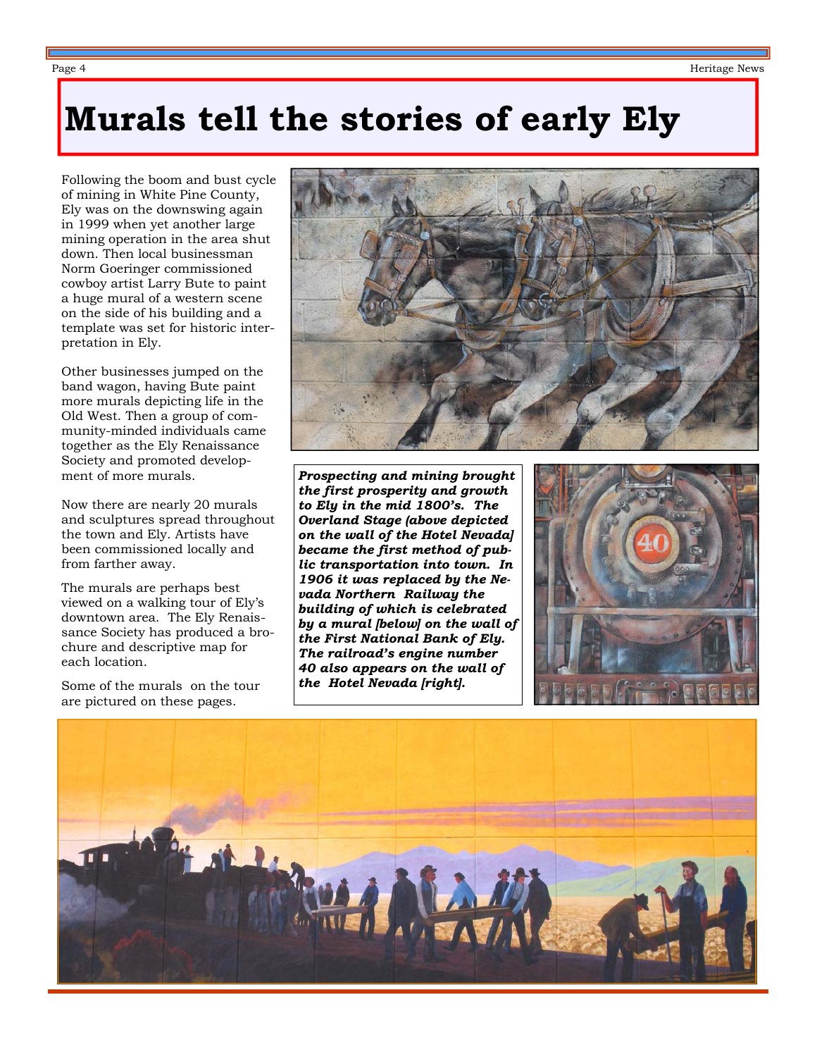# Murals tell the stories of early Ely

Following the boom and bust cycle of mining in White Pine County, Ely was on the downswing again in 1999 when yet another large mining operation in the area shut down. Then local businessman Norm Goeringer commissioned cowboy artist Larry Bute to paint a huge mural of a western scene on the side of his building and a template was set for historic interpretation in Ely.

Other businesses jumped on the band wagon, having Bute paint more murals depicting life in the Old West. Then a group of community-minded individuals came together as the Ely Renaissance Society and promoted development of more murals.

Now there are nearly 20 murals and sculptures spread throughout the town and Ely. Artists have been commissioned locally and from farther away.

The murals are perhaps best viewed on a walking tour of Ely's downtown area. The Ely Renaissance Society has produced a brochure and descriptive map for each location.

Some of the murals on the tour are pictured on these pages.

***Prospecting and mining brought the first prosperity and growth to Ely in the mid 1800's. The Overland Stage (above depicted on the wall of the Hotel Nevada] became the first method of public transportation into town. In 1906 it was replaced by the Nevada Northern Railway the building of which is celebrated by a mural [below] on the wall of the First National Bank of Ely. The railroad's engine number 40 also appears on the wall of the Hotel Nevada [right].***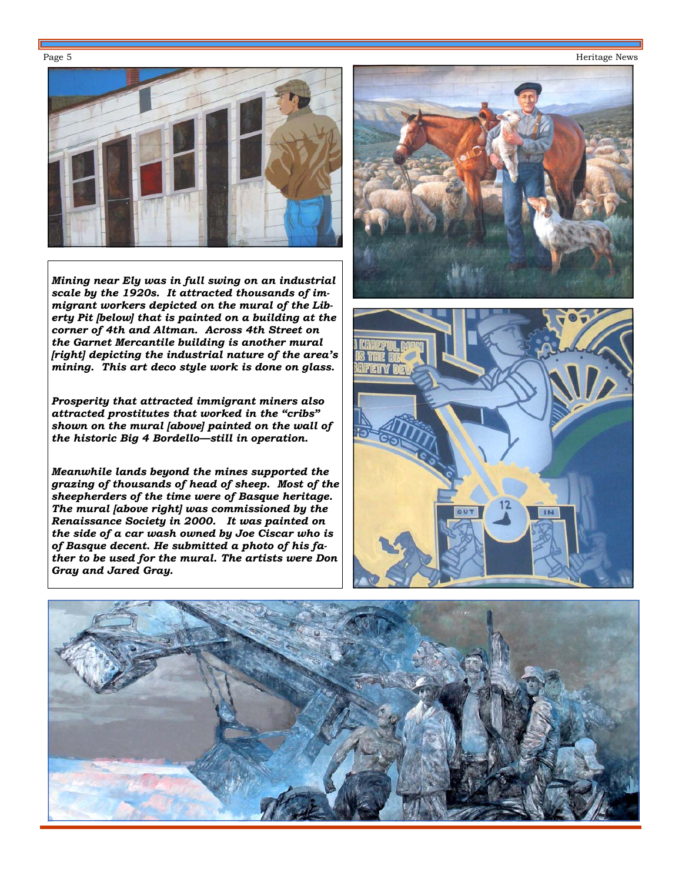*Mining near Ely was in full swing on an industrial scale by the 1920s. It attracted thousands of immigrant workers depicted on the mural of the Liberty Pit [below] that is painted on a building at the corner of 4th and Altman. Across 4th Street on the Garnet Mercantile building is another mural [right] depicting the industrial nature of the area's mining. This art deco style work is done on glass.*

*Prosperity that attracted immigrant miners also attracted prostitutes that worked in the "cribs" shown on the mural [above] painted on the wall of the historic Big 4 Bordello—still in operation.*

*Meanwhile lands beyond the mines supported the grazing of thousands of head of sheep. Most of the sheepherders of the time were of Basque heritage. The mural [above right] was commissioned by the Renaissance Society in 2000. It was painted on the side of a car wash owned by Joe Ciscar who is of Basque decent. He submitted a photo of his father to be used for the mural. The artists were Don Gray and Jared Gray.*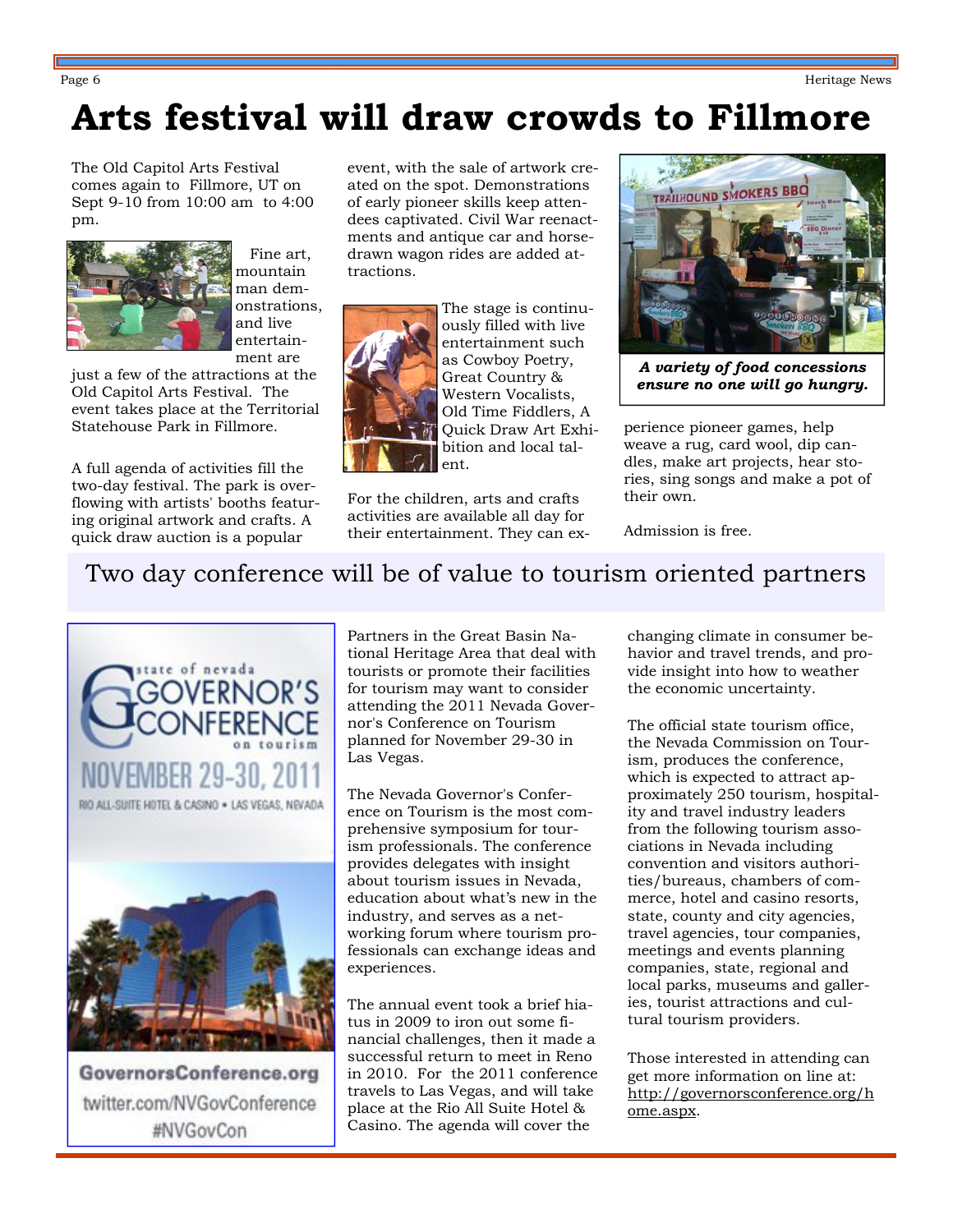# Arts festival will draw crowds to Fillmore

The Old Capitol Arts Festival comes again to Fillmore, UT on Sept 9-10 from 10:00 am to 4:00 pm.

Fine art, mountain man demonstrations, and live entertainment are just a few of the attractions at the Old Capitol Arts Festival. The event takes place at the Territorial Statehouse Park in Fillmore.

A full agenda of activities fill the two-day festival. The park is overflowing with artists' booths featuring original artwork and crafts. A quick draw auction is a popular event, with the sale of artwork created on the spot. Demonstrations of early pioneer skills keep attendees captivated. Civil War reenactments and antique car and horse-drawn wagon rides are added attractions.

The stage is continuously filled with live entertainment such as Cowboy Poetry, Great Country & Western Vocalists, Old Time Fiddlers, A Quick Draw Art Exhibition and local talent.

For the children, arts and crafts activities are available all day for their entertainment. They can experience pioneer games, help weave a rug, card wool, dip candles, make art projects, hear stories, sing songs and make a pot of their own.

*A variety of food concessions ensure no one will go hungry.*

Admission is free.

## Two day conference will be of value to tourism oriented partners

state of nevada GOVERNOR'S CONFERENCE on tourism
NOVEMBER 29-30, 2011
RIO ALL-SUITE HOTEL & CASINO • LAS VEGAS, NEVADA
GovernorsConference.org
twitter.com/NVGovConference
#NVGovCon

Partners in the Great Basin National Heritage Area that deal with tourists or promote their facilities for tourism may want to consider attending the 2011 Nevada Governor's Conference on Tourism planned for November 29-30 in Las Vegas.

The Nevada Governor's Conference on Tourism is the most comprehensive symposium for tourism professionals. The conference provides delegates with insight about tourism issues in Nevada, education about what's new in the industry, and serves as a networking forum where tourism professionals can exchange ideas and experiences.

The annual event took a brief hiatus in 2009 to iron out some financial challenges, then it made a successful return to meet in Reno in 2010. For the 2011 conference travels to Las Vegas, and will take place at the Rio All Suite Hotel & Casino. The agenda will cover the changing climate in consumer behavior and travel trends, and provide insight into how to weather the economic uncertainty.

The official state tourism office, the Nevada Commission on Tourism, produces the conference, which is expected to attract approximately 250 tourism, hospitality and travel industry leaders from the following tourism associations in Nevada including convention and visitors authorities/bureaus, chambers of commerce, hotel and casino resorts, state, county and city agencies, travel agencies, tour companies, meetings and events planning companies, state, regional and local parks, museums and galleries, tourist attractions and cultural tourism providers.

Those interested in attending can get more information on line at: http://governorsconference.org/home.aspx.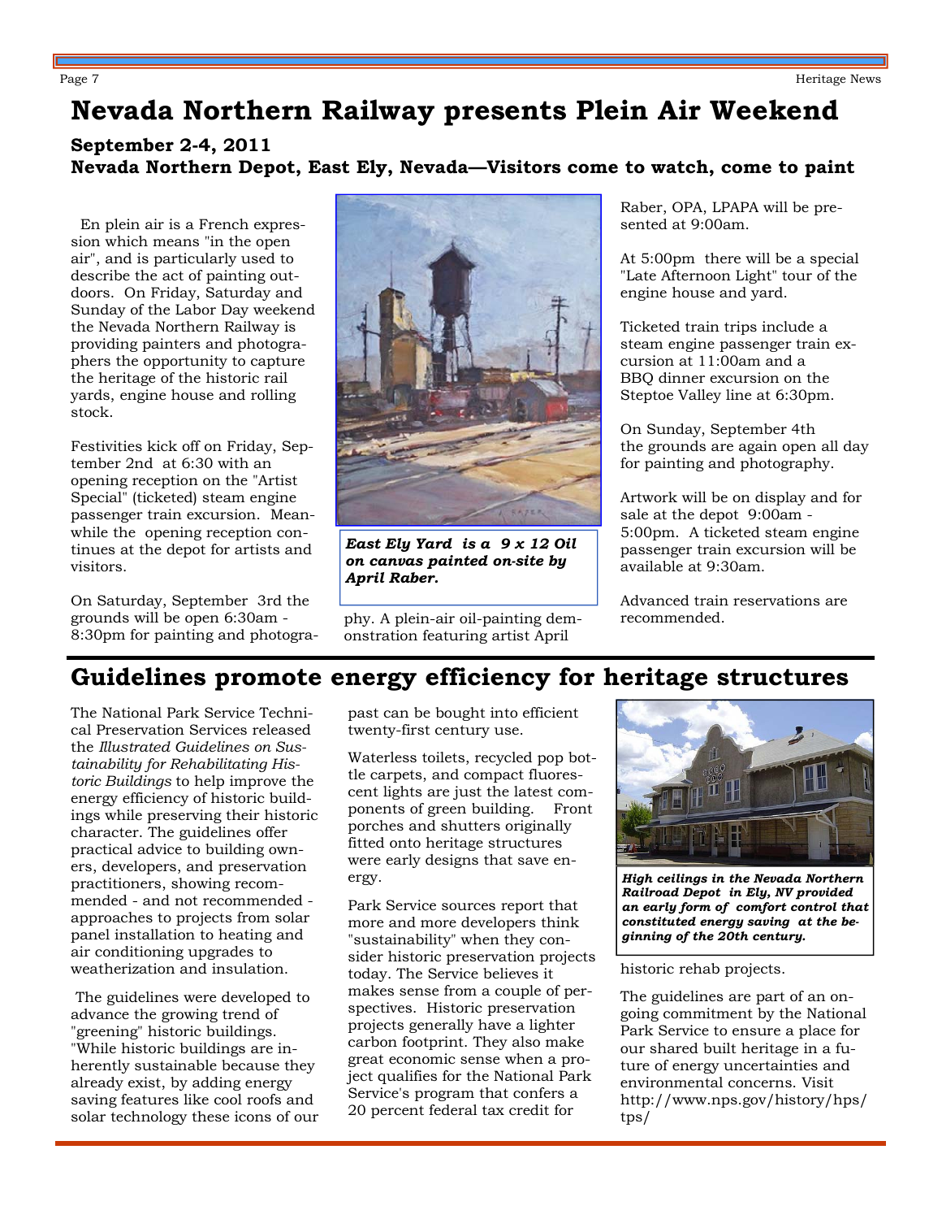# Nevada Northern Railway presents Plein Air Weekend

**September 2-4, 2011**
**Nevada Northern Depot, East Ely, Nevada—Visitors come to watch, come to paint**

En plein air is a French expression which means "in the open air", and is particularly used to describe the act of painting outdoors. On Friday, Saturday and Sunday of the Labor Day weekend the Nevada Northern Railway is providing painters and photographers the opportunity to capture the heritage of the historic rail yards, engine house and rolling stock.

Festivities kick off on Friday, September 2nd at 6:30 with an opening reception on the "Artist Special" (ticketed) steam engine passenger train excursion. Meanwhile the opening reception continues at the depot for artists and visitors.

On Saturday, September 3rd the grounds will be open 6:30am - 8:30pm for painting and photography. A plein-air oil-painting demonstration featuring artist April Raber, OPA, LPAPA will be presented at 9:00am.

***East Ely Yard is a 9 x 12 Oil on canvas painted on-site by April Raber.***

At 5:00pm there will be a special "Late Afternoon Light" tour of the engine house and yard.

Ticketed train trips include a steam engine passenger train excursion at 11:00am and a BBQ dinner excursion on the Steptoe Valley line at 6:30pm.

On Sunday, September 4th the grounds are again open all day for painting and photography.

Artwork will be on display and for sale at the depot 9:00am - 5:00pm. A ticketed steam engine passenger train excursion will be available at 9:30am.

Advanced train reservations are recommended.

# Guidelines promote energy efficiency for heritage structures

The National Park Service Technical Preservation Services released the *Illustrated Guidelines on Sustainability for Rehabilitating Historic Buildings* to help improve the energy efficiency of historic buildings while preserving their historic character. The guidelines offer practical advice to building owners, developers, and preservation practitioners, showing recommended - and not recommended - approaches to projects from solar panel installation to heating and air conditioning upgrades to weatherization and insulation.

The guidelines were developed to advance the growing trend of "greening" historic buildings. "While historic buildings are inherently sustainable because they already exist, by adding energy saving features like cool roofs and solar technology these icons of our past can be bought into efficient twenty-first century use.

Waterless toilets, recycled pop bottle carpets, and compact fluorescent lights are just the latest components of green building. Front porches and shutters originally fitted onto heritage structures were early designs that save energy.

Park Service sources report that more and more developers think "sustainability" when they consider historic preservation projects today. The Service believes it makes sense from a couple of perspectives. Historic preservation projects generally have a lighter carbon footprint. They also make great economic sense when a project qualifies for the National Park Service's program that confers a 20 percent federal tax credit for historic rehab projects.

***High ceilings in the Nevada Northern Railroad Depot in Ely, NV provided an early form of comfort control that constituted energy saving at the beginning of the 20th century.***

The guidelines are part of an ongoing commitment by the National Park Service to ensure a place for our shared built heritage in a future of energy uncertainties and environmental concerns. Visit http://www.nps.gov/history/hps/tps/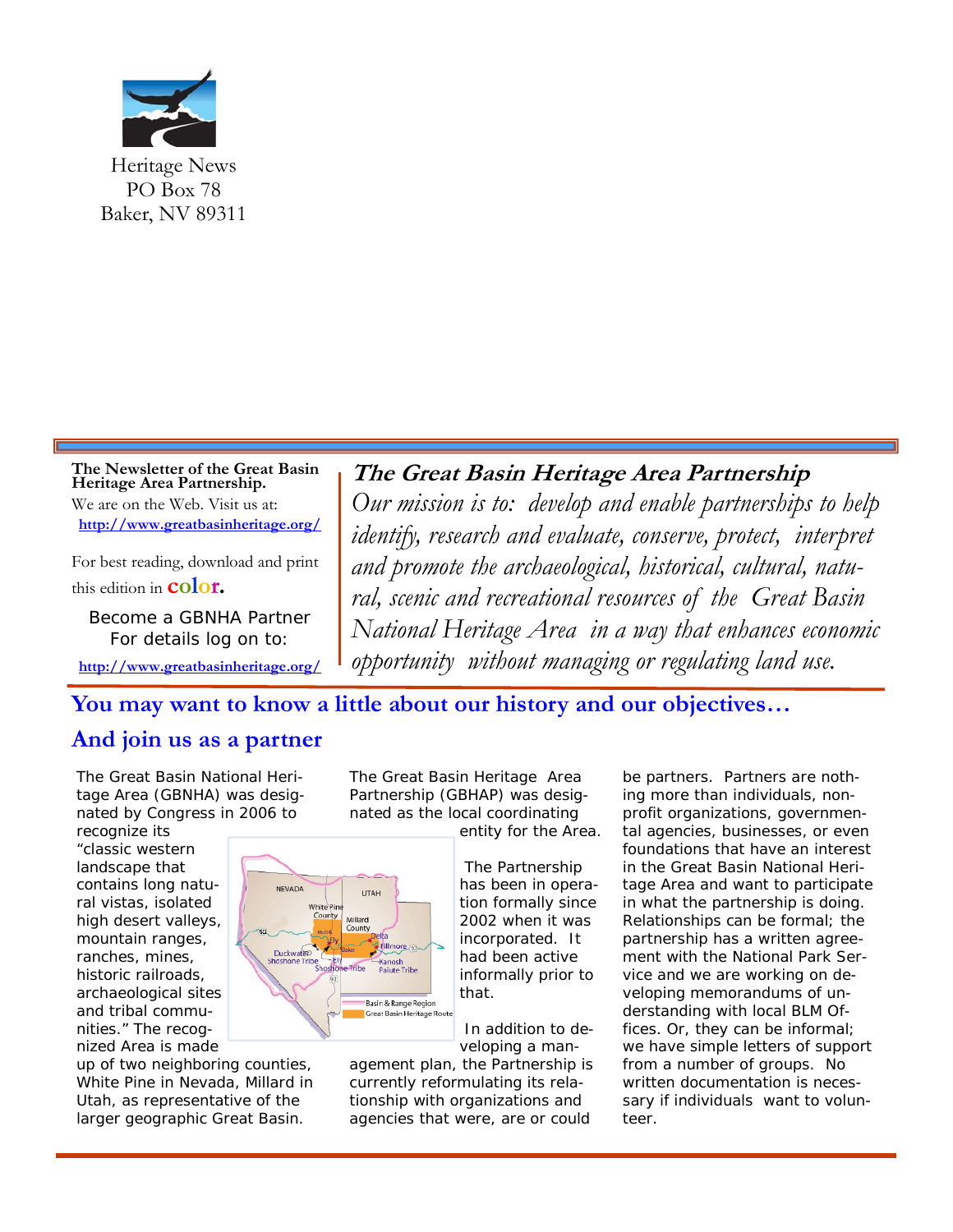Heritage News
PO Box 78
Baker, NV 89311

**The Newsletter of the Great Basin Heritage Area Partnership.**

We are on the Web. Visit us at:
http://www.greatbasinheritage.org/

For best reading, download and print this edition in **color.**

Become a GBNHA Partner
For details log on to:
http://www.greatbasinheritage.org/

***The Great Basin Heritage Area Partnership***

*Our mission is to: develop and enable partnerships to help identify, research and evaluate, conserve, protect, interpret and promote the archaeological, historical, cultural, natural, scenic and recreational resources of the Great Basin National Heritage Area in a way that enhances economic opportunity without managing or regulating land use.*

## You may want to know a little about our history and our objectives…

## And join us as a partner

The Great Basin National Heritage Area (GBNHA) was designated by Congress in 2006 to recognize its "classic western landscape that contains long natural vistas, isolated high desert valleys, mountain ranges, ranches, mines, historic railroads, archaeological sites and tribal communities." The recognized Area is made up of two neighboring counties, White Pine in Nevada, Millard in Utah, as representative of the larger geographic Great Basin.

NEVADA
UTAH
White Pine County
Millard County
McGill
Ely
Baker
Delta
Fillmore
Duckwater Shoshone Tribe
Ely Shoshone Tribe
Kanosh Paiute Tribe
Basin & Range Region
Great Basin Heritage Route

The Great Basin Heritage Area Partnership (GBHAP) was designated as the local coordinating entity for the Area.

The Partnership has been in operation formally since 2002 when it was incorporated. It had been active informally prior to that.

In addition to developing a management plan, the Partnership is currently reformulating its relationship with organizations and agencies that were, are or could be partners. Partners are nothing more than individuals, nonprofit organizations, governmental agencies, businesses, or even foundations that have an interest in the Great Basin National Heritage Area and want to participate in what the partnership is doing. Relationships can be formal; the partnership has a written agreement with the National Park Service and we are working on developing memorandums of understanding with local BLM Offices. Or, they can be informal; we have simple letters of support from a number of groups. No written documentation is necessary if individuals want to volunteer.